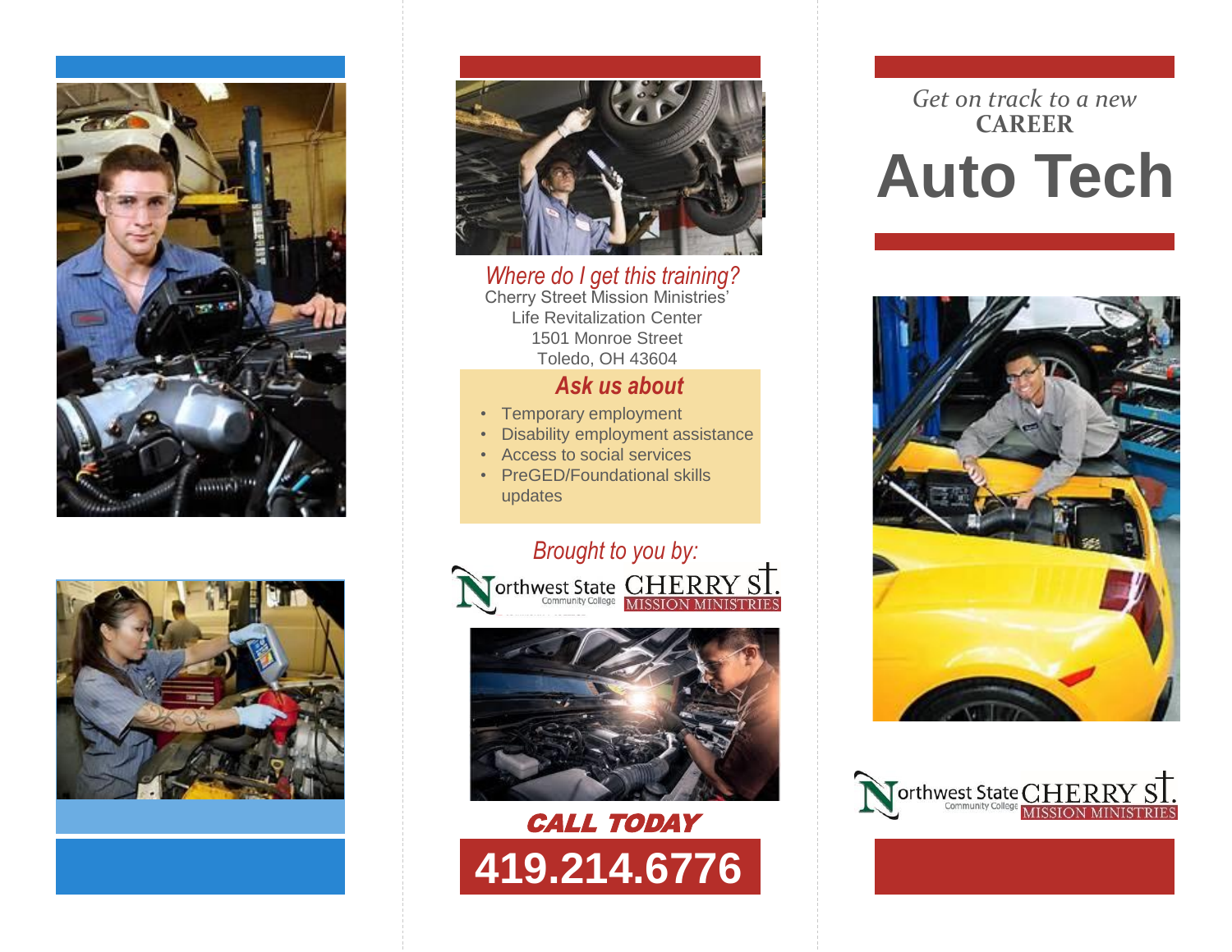*Get on track to a new*
**CAREER**

# Auto Tech

Northwest State Community College | CHERRY ST. MISSION MINISTRIES

## *Where do I get this training?*

Cherry Street Mission Ministries'
Life Revitalization Center
1501 Monroe Street
Toledo, OH 43604

### *Ask us about*

- Temporary employment
- Disability employment assistance
- Access to social services
- PreGED/Foundational skills updates

*Brought to you by:*

Northwest State Community College | CHERRY ST. MISSION MINISTRIES

**CALL TODAY**

**419.214.6776**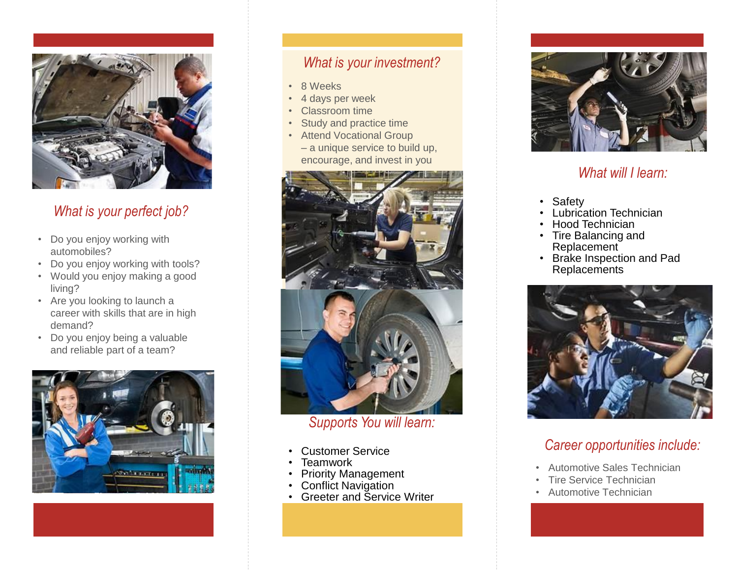## What is your perfect job?

- Do you enjoy working with automobiles?
- Do you enjoy working with tools?
- Would you enjoy making a good living?
- Are you looking to launch a career with skills that are in high demand?
- Do you enjoy being a valuable and reliable part of a team?

## What is your investment?

- 8 Weeks
- 4 days per week
- Classroom time
- Study and practice time
- Attend Vocational Group – a unique service to build up, encourage, and invest in you

## Supports You will learn:

- Customer Service
- Teamwork
- Priority Management
- Conflict Navigation
- Greeter and Service Writer

## What will I learn:

- Safety
- Lubrication Technician
- Hood Technician
- Tire Balancing and Replacement
- Brake Inspection and Pad Replacements

## Career opportunities include:

- Automotive Sales Technician
- Tire Service Technician
- Automotive Technician